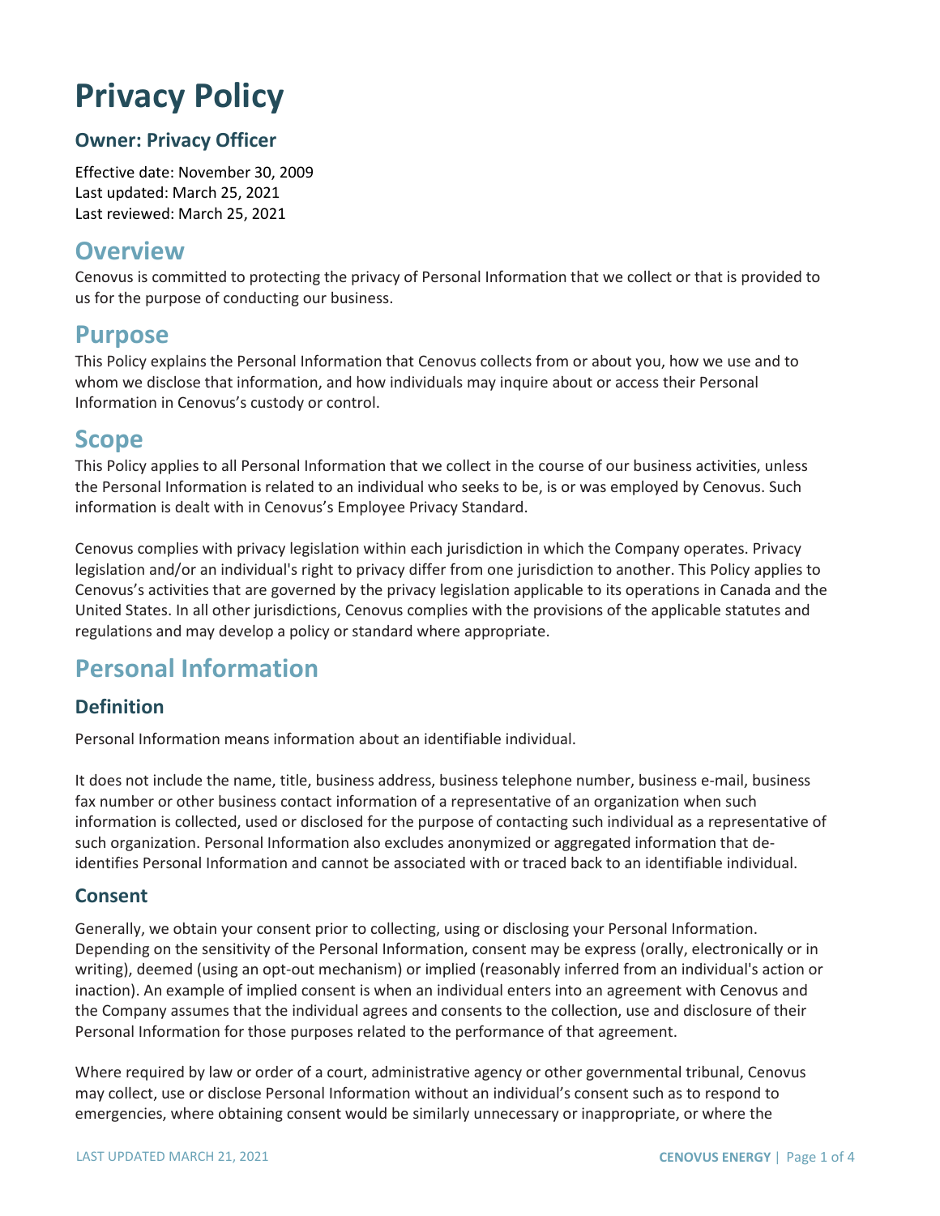# Privacy Policy

### Owner: Privacy Officer

Effective date: November 30, 2009
Last updated: March 25, 2021
Last reviewed: March 25, 2021

## Overview

Cenovus is committed to protecting the privacy of Personal Information that we collect or that is provided to us for the purpose of conducting our business.

## Purpose

This Policy explains the Personal Information that Cenovus collects from or about you, how we use and to whom we disclose that information, and how individuals may inquire about or access their Personal Information in Cenovus's custody or control.

## Scope

This Policy applies to all Personal Information that we collect in the course of our business activities, unless the Personal Information is related to an individual who seeks to be, is or was employed by Cenovus. Such information is dealt with in Cenovus's Employee Privacy Standard.

Cenovus complies with privacy legislation within each jurisdiction in which the Company operates. Privacy legislation and/or an individual's right to privacy differ from one jurisdiction to another. This Policy applies to Cenovus's activities that are governed by the privacy legislation applicable to its operations in Canada and the United States. In all other jurisdictions, Cenovus complies with the provisions of the applicable statutes and regulations and may develop a policy or standard where appropriate.

## Personal Information

### Definition

Personal Information means information about an identifiable individual.

It does not include the name, title, business address, business telephone number, business e-mail, business fax number or other business contact information of a representative of an organization when such information is collected, used or disclosed for the purpose of contacting such individual as a representative of such organization. Personal Information also excludes anonymized or aggregated information that de-identifies Personal Information and cannot be associated with or traced back to an identifiable individual.

### Consent

Generally, we obtain your consent prior to collecting, using or disclosing your Personal Information. Depending on the sensitivity of the Personal Information, consent may be express (orally, electronically or in writing), deemed (using an opt-out mechanism) or implied (reasonably inferred from an individual's action or inaction). An example of implied consent is when an individual enters into an agreement with Cenovus and the Company assumes that the individual agrees and consents to the collection, use and disclosure of their Personal Information for those purposes related to the performance of that agreement.

Where required by law or order of a court, administrative agency or other governmental tribunal, Cenovus may collect, use or disclose Personal Information without an individual's consent such as to respond to emergencies, where obtaining consent would be similarly unnecessary or inappropriate, or where the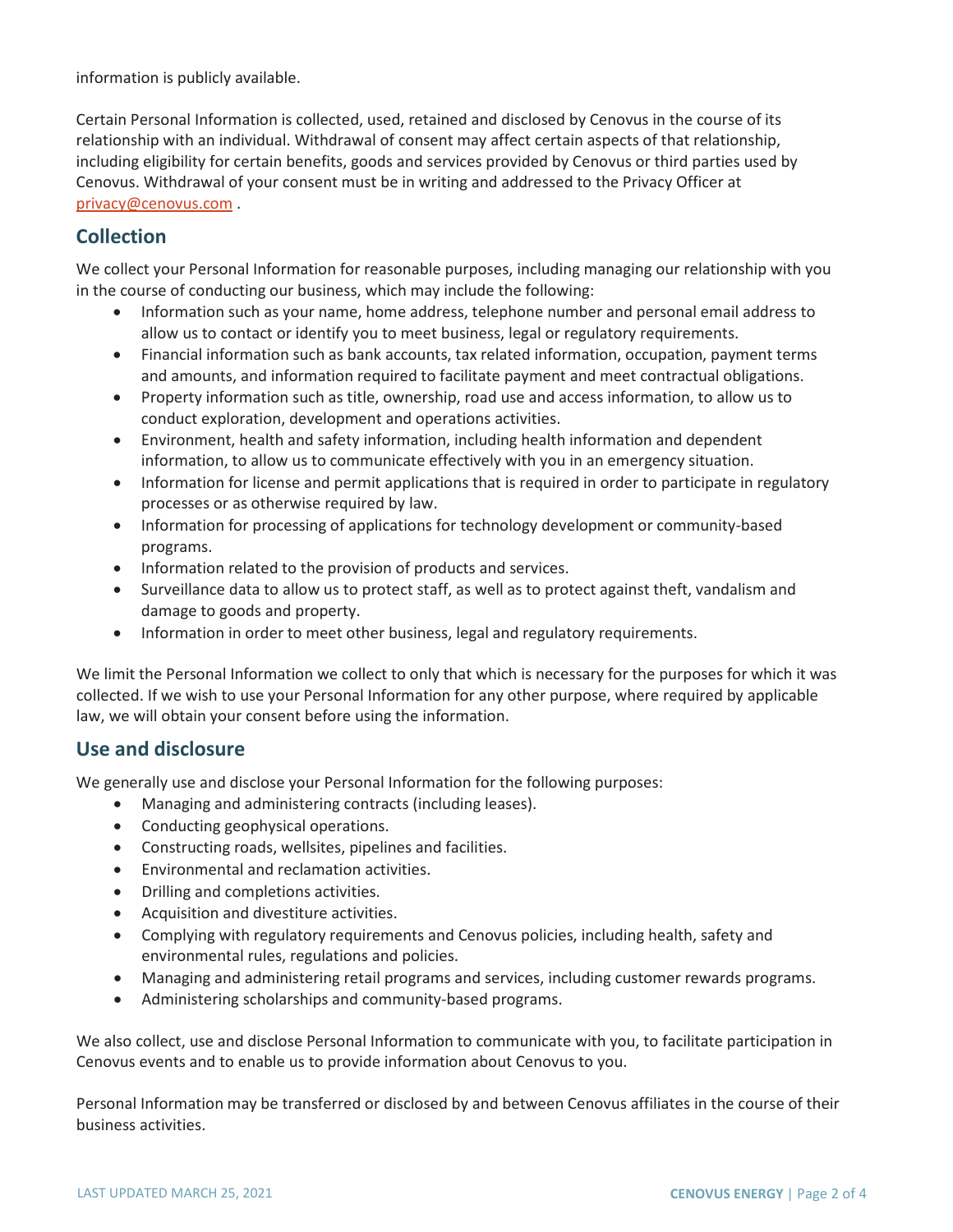information is publicly available.

Certain Personal Information is collected, used, retained and disclosed by Cenovus in the course of its relationship with an individual. Withdrawal of consent may affect certain aspects of that relationship, including eligibility for certain benefits, goods and services provided by Cenovus or third parties used by Cenovus. Withdrawal of your consent must be in writing and addressed to the Privacy Officer at privacy@cenovus.com .

## Collection

We collect your Personal Information for reasonable purposes, including managing our relationship with you in the course of conducting our business, which may include the following:

- Information such as your name, home address, telephone number and personal email address to allow us to contact or identify you to meet business, legal or regulatory requirements.
- Financial information such as bank accounts, tax related information, occupation, payment terms and amounts, and information required to facilitate payment and meet contractual obligations.
- Property information such as title, ownership, road use and access information, to allow us to conduct exploration, development and operations activities.
- Environment, health and safety information, including health information and dependent information, to allow us to communicate effectively with you in an emergency situation.
- Information for license and permit applications that is required in order to participate in regulatory processes or as otherwise required by law.
- Information for processing of applications for technology development or community-based programs.
- Information related to the provision of products and services.
- Surveillance data to allow us to protect staff, as well as to protect against theft, vandalism and damage to goods and property.
- Information in order to meet other business, legal and regulatory requirements.

We limit the Personal Information we collect to only that which is necessary for the purposes for which it was collected. If we wish to use your Personal Information for any other purpose, where required by applicable law, we will obtain your consent before using the information.

## Use and disclosure

We generally use and disclose your Personal Information for the following purposes:

- Managing and administering contracts (including leases).
- Conducting geophysical operations.
- Constructing roads, wellsites, pipelines and facilities.
- Environmental and reclamation activities.
- Drilling and completions activities.
- Acquisition and divestiture activities.
- Complying with regulatory requirements and Cenovus policies, including health, safety and environmental rules, regulations and policies.
- Managing and administering retail programs and services, including customer rewards programs.
- Administering scholarships and community-based programs.

We also collect, use and disclose Personal Information to communicate with you, to facilitate participation in Cenovus events and to enable us to provide information about Cenovus to you.

Personal Information may be transferred or disclosed by and between Cenovus affiliates in the course of their business activities.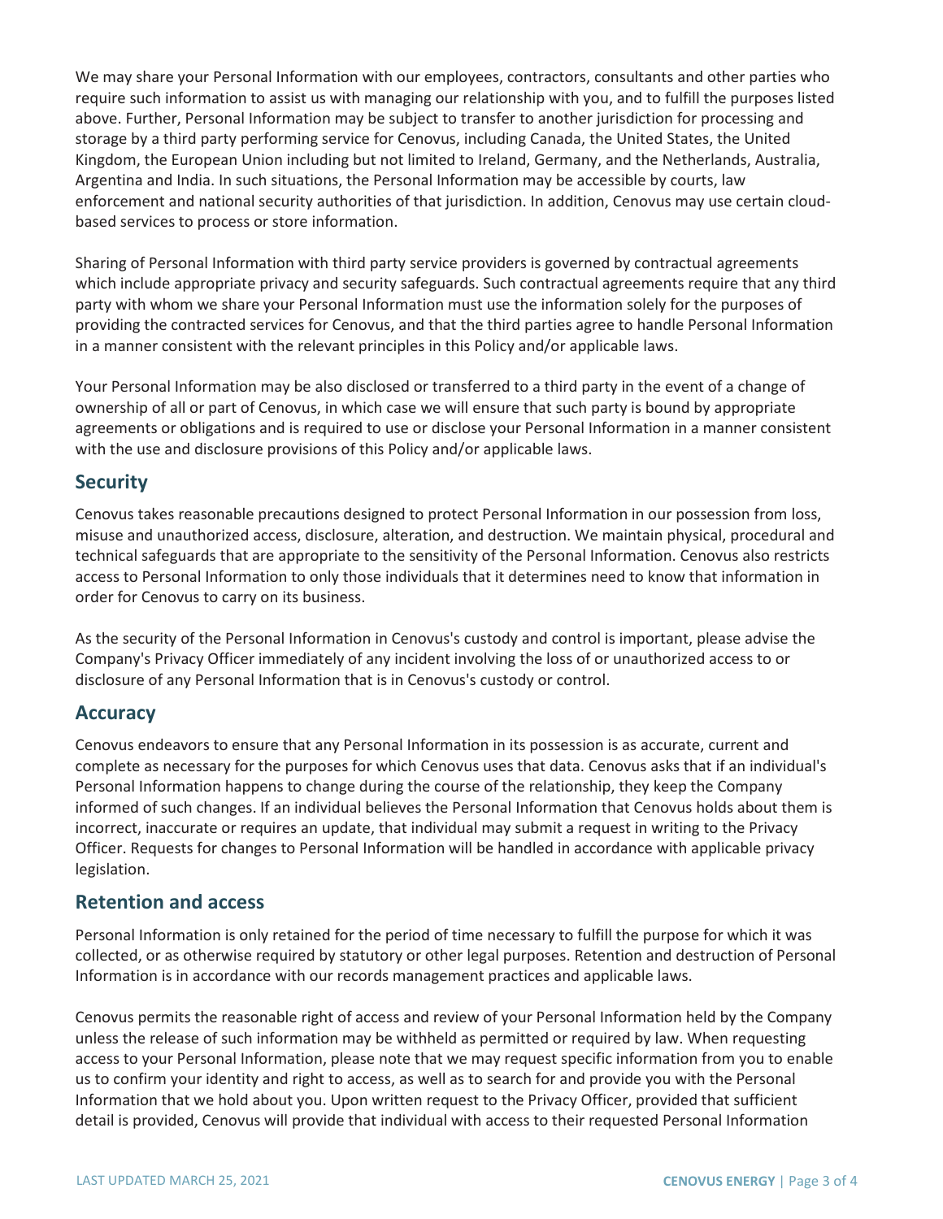We may share your Personal Information with our employees, contractors, consultants and other parties who require such information to assist us with managing our relationship with you, and to fulfill the purposes listed above. Further, Personal Information may be subject to transfer to another jurisdiction for processing and storage by a third party performing service for Cenovus, including Canada, the United States, the United Kingdom, the European Union including but not limited to Ireland, Germany, and the Netherlands, Australia, Argentina and India. In such situations, the Personal Information may be accessible by courts, law enforcement and national security authorities of that jurisdiction. In addition, Cenovus may use certain cloud-based services to process or store information.

Sharing of Personal Information with third party service providers is governed by contractual agreements which include appropriate privacy and security safeguards. Such contractual agreements require that any third party with whom we share your Personal Information must use the information solely for the purposes of providing the contracted services for Cenovus, and that the third parties agree to handle Personal Information in a manner consistent with the relevant principles in this Policy and/or applicable laws.

Your Personal Information may be also disclosed or transferred to a third party in the event of a change of ownership of all or part of Cenovus, in which case we will ensure that such party is bound by appropriate agreements or obligations and is required to use or disclose your Personal Information in a manner consistent with the use and disclosure provisions of this Policy and/or applicable laws.

## Security

Cenovus takes reasonable precautions designed to protect Personal Information in our possession from loss, misuse and unauthorized access, disclosure, alteration, and destruction. We maintain physical, procedural and technical safeguards that are appropriate to the sensitivity of the Personal Information. Cenovus also restricts access to Personal Information to only those individuals that it determines need to know that information in order for Cenovus to carry on its business.

As the security of the Personal Information in Cenovus's custody and control is important, please advise the Company's Privacy Officer immediately of any incident involving the loss of or unauthorized access to or disclosure of any Personal Information that is in Cenovus's custody or control.

## Accuracy

Cenovus endeavors to ensure that any Personal Information in its possession is as accurate, current and complete as necessary for the purposes for which Cenovus uses that data. Cenovus asks that if an individual's Personal Information happens to change during the course of the relationship, they keep the Company informed of such changes. If an individual believes the Personal Information that Cenovus holds about them is incorrect, inaccurate or requires an update, that individual may submit a request in writing to the Privacy Officer. Requests for changes to Personal Information will be handled in accordance with applicable privacy legislation.

## Retention and access

Personal Information is only retained for the period of time necessary to fulfill the purpose for which it was collected, or as otherwise required by statutory or other legal purposes. Retention and destruction of Personal Information is in accordance with our records management practices and applicable laws.

Cenovus permits the reasonable right of access and review of your Personal Information held by the Company unless the release of such information may be withheld as permitted or required by law. When requesting access to your Personal Information, please note that we may request specific information from you to enable us to confirm your identity and right to access, as well as to search for and provide you with the Personal Information that we hold about you. Upon written request to the Privacy Officer, provided that sufficient detail is provided, Cenovus will provide that individual with access to their requested Personal Information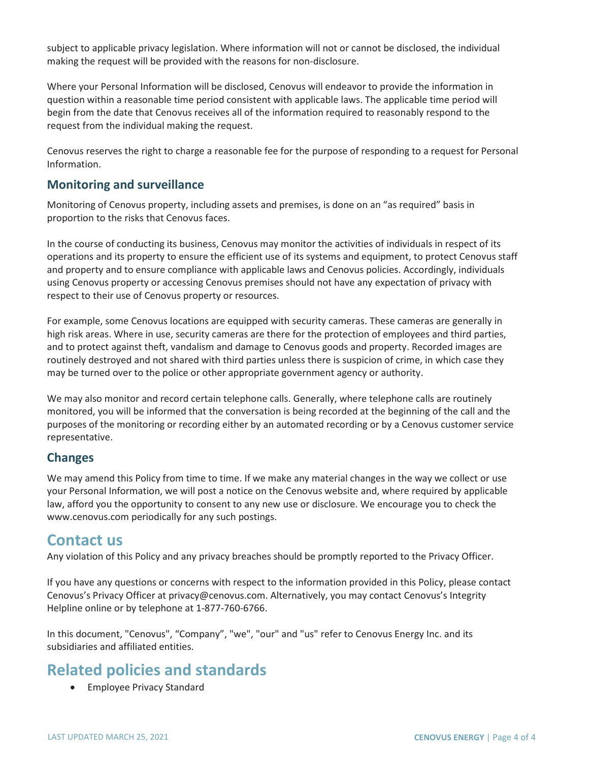subject to applicable privacy legislation. Where information will not or cannot be disclosed, the individual making the request will be provided with the reasons for non-disclosure.

Where your Personal Information will be disclosed, Cenovus will endeavor to provide the information in question within a reasonable time period consistent with applicable laws. The applicable time period will begin from the date that Cenovus receives all of the information required to reasonably respond to the request from the individual making the request.

Cenovus reserves the right to charge a reasonable fee for the purpose of responding to a request for Personal Information.

### Monitoring and surveillance

Monitoring of Cenovus property, including assets and premises, is done on an "as required" basis in proportion to the risks that Cenovus faces.

In the course of conducting its business, Cenovus may monitor the activities of individuals in respect of its operations and its property to ensure the efficient use of its systems and equipment, to protect Cenovus staff and property and to ensure compliance with applicable laws and Cenovus policies. Accordingly, individuals using Cenovus property or accessing Cenovus premises should not have any expectation of privacy with respect to their use of Cenovus property or resources.

For example, some Cenovus locations are equipped with security cameras. These cameras are generally in high risk areas. Where in use, security cameras are there for the protection of employees and third parties, and to protect against theft, vandalism and damage to Cenovus goods and property. Recorded images are routinely destroyed and not shared with third parties unless there is suspicion of crime, in which case they may be turned over to the police or other appropriate government agency or authority.

We may also monitor and record certain telephone calls. Generally, where telephone calls are routinely monitored, you will be informed that the conversation is being recorded at the beginning of the call and the purposes of the monitoring or recording either by an automated recording or by a Cenovus customer service representative.

### Changes

We may amend this Policy from time to time. If we make any material changes in the way we collect or use your Personal Information, we will post a notice on the Cenovus website and, where required by applicable law, afford you the opportunity to consent to any new use or disclosure. We encourage you to check the www.cenovus.com periodically for any such postings.

## Contact us

Any violation of this Policy and any privacy breaches should be promptly reported to the Privacy Officer.

If you have any questions or concerns with respect to the information provided in this Policy, please contact Cenovus's Privacy Officer at privacy@cenovus.com. Alternatively, you may contact Cenovus's Integrity Helpline online or by telephone at 1-877-760-6766.

In this document, "Cenovus", "Company", "we", "our" and "us" refer to Cenovus Energy Inc. and its subsidiaries and affiliated entities.

## Related policies and standards

- Employee Privacy Standard

LAST UPDATED MARCH 25, 2021